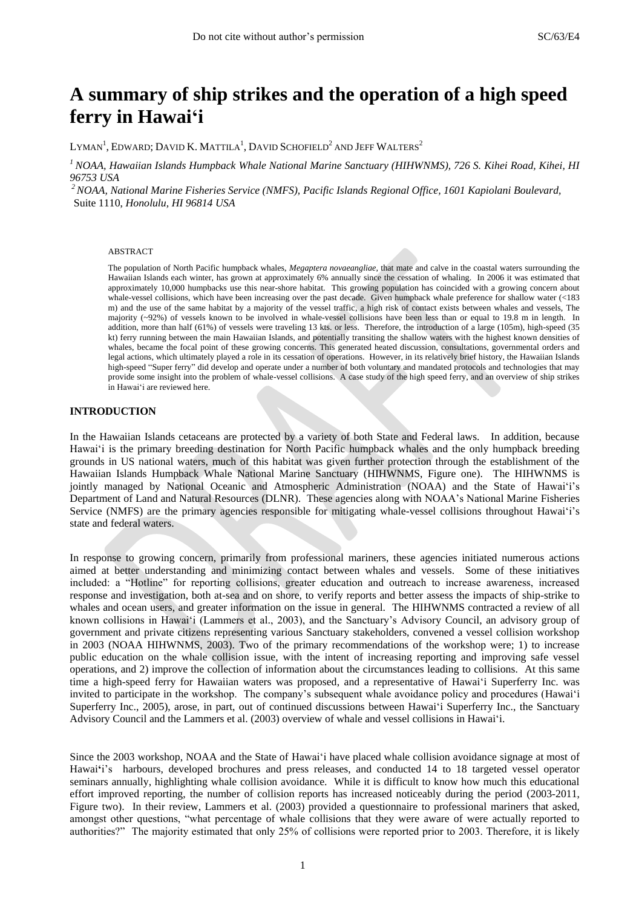# A summary of ship strikes and the operation of a high speed ferry in Hawai'i

LYMAN[1], EDWARD; DAVID K. MATTILA[1], DAVID SCHOFIELD[2] AND JEFF WALTERS[2]

[1] *NOAA, Hawaiian Islands Humpback Whale National Marine Sanctuary (HIHWNMS), 726 S. Kihei Road, Kihei, HI 96753 USA*

[2] *NOAA, National Marine Fisheries Service (NMFS), Pacific Islands Regional Office, 1601 Kapiolani Boulevard,* Suite 1110*, Honolulu, HI 96814 USA*

ABSTRACT

The population of North Pacific humpback whales, *Megaptera novaeangliae*, that mate and calve in the coastal waters surrounding the Hawaiian Islands each winter, has grown at approximately 6% annually since the cessation of whaling. In 2006 it was estimated that approximately 10,000 humpbacks use this near-shore habitat. This growing population has coincided with a growing concern about whale-vessel collisions, which have been increasing over the past decade. Given humpback whale preference for shallow water (<183 m) and the use of the same habitat by a majority of the vessel traffic, a high risk of contact exists between whales and vessels, The majority (~92%) of vessels known to be involved in whale-vessel collisions have been less than or equal to 19.8 m in length. In addition, more than half (61%) of vessels were traveling 13 kts. or less. Therefore, the introduction of a large (105m), high-speed (35 kt) ferry running between the main Hawaiian Islands, and potentially transiting the shallow waters with the highest known densities of whales, became the focal point of these growing concerns. This generated heated discussion, consultations, governmental orders and legal actions, which ultimately played a role in its cessation of operations. However, in its relatively brief history, the Hawaiian Islands high-speed "Super ferry" did develop and operate under a number of both voluntary and mandated protocols and technologies that may provide some insight into the problem of whale-vessel collisions. A case study of the high speed ferry, and an overview of ship strikes in Hawai'i are reviewed here.

## INTRODUCTION

In the Hawaiian Islands cetaceans are protected by a variety of both State and Federal laws. In addition, because Hawai'i is the primary breeding destination for North Pacific humpback whales and the only humpback breeding grounds in US national waters, much of this habitat was given further protection through the establishment of the Hawaiian Islands Humpback Whale National Marine Sanctuary (HIHWNMS, Figure one). The HIHWNMS is jointly managed by National Oceanic and Atmospheric Administration (NOAA) and the State of Hawai'i's Department of Land and Natural Resources (DLNR). These agencies along with NOAA's National Marine Fisheries Service (NMFS) are the primary agencies responsible for mitigating whale-vessel collisions throughout Hawai'i's state and federal waters.

In response to growing concern, primarily from professional mariners, these agencies initiated numerous actions aimed at better understanding and minimizing contact between whales and vessels. Some of these initiatives included: a "Hotline" for reporting collisions, greater education and outreach to increase awareness, increased response and investigation, both at-sea and on shore, to verify reports and better assess the impacts of ship-strike to whales and ocean users, and greater information on the issue in general. The HIHWNMS contracted a review of all known collisions in Hawai'i (Lammers et al., 2003), and the Sanctuary's Advisory Council, an advisory group of government and private citizens representing various Sanctuary stakeholders, convened a vessel collision workshop in 2003 (NOAA HIHWNMS, 2003). Two of the primary recommendations of the workshop were; 1) to increase public education on the whale collision issue, with the intent of increasing reporting and improving safe vessel operations, and 2) improve the collection of information about the circumstances leading to collisions. At this same time a high-speed ferry for Hawaiian waters was proposed, and a representative of Hawai'i Superferry Inc. was invited to participate in the workshop. The company's subsequent whale avoidance policy and procedures (Hawai'i Superferry Inc., 2005), arose, in part, out of continued discussions between Hawai'i Superferry Inc., the Sanctuary Advisory Council and the Lammers et al. (2003) overview of whale and vessel collisions in Hawai'i.

Since the 2003 workshop, NOAA and the State of Hawai'i have placed whale collision avoidance signage at most of Hawai'i's harbours, developed brochures and press releases, and conducted 14 to 18 targeted vessel operator seminars annually, highlighting whale collision avoidance. While it is difficult to know how much this educational effort improved reporting, the number of collision reports has increased noticeably during the period (2003-2011, Figure two). In their review, Lammers et al. (2003) provided a questionnaire to professional mariners that asked, amongst other questions, "what percentage of whale collisions that they were aware of were actually reported to authorities?" The majority estimated that only 25% of collisions were reported prior to 2003. Therefore, it is likely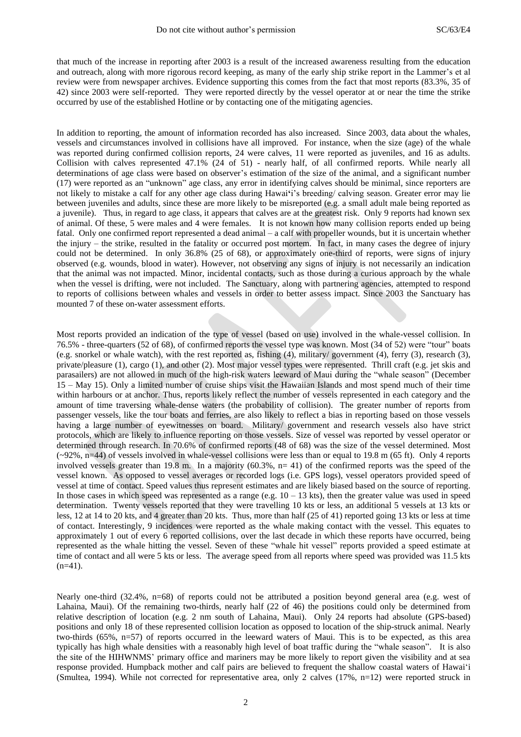that much of the increase in reporting after 2003 is a result of the increased awareness resulting from the education and outreach, along with more rigorous record keeping, as many of the early ship strike report in the Lammer's et al review were from newspaper archives. Evidence supporting this comes from the fact that most reports (83.3%, 35 of 42) since 2003 were self-reported. They were reported directly by the vessel operator at or near the time the strike occurred by use of the established Hotline or by contacting one of the mitigating agencies.

In addition to reporting, the amount of information recorded has also increased. Since 2003, data about the whales, vessels and circumstances involved in collisions have all improved. For instance, when the size (age) of the whale was reported during confirmed collision reports, 24 were calves, 11 were reported as juveniles, and 16 as adults. Collision with calves represented 47.1% (24 of 51) - nearly half, of all confirmed reports. While nearly all determinations of age class were based on observer's estimation of the size of the animal, and a significant number (17) were reported as an "unknown" age class, any error in identifying calves should be minimal, since reporters are not likely to mistake a calf for any other age class during Hawai'i's breeding/ calving season. Greater error may lie between juveniles and adults, since these are more likely to be misreported (e.g. a small adult male being reported as a juvenile). Thus, in regard to age class, it appears that calves are at the greatest risk. Only 9 reports had known sex of animal. Of these, 5 were males and 4 were females. It is not known how many collision reports ended up being fatal. Only one confirmed report represented a dead animal – a calf with propeller wounds, but it is uncertain whether the injury – the strike, resulted in the fatality or occurred post mortem. In fact, in many cases the degree of injury could not be determined. In only 36.8% (25 of 68), or approximately one-third of reports, were signs of injury observed (e.g. wounds, blood in water). However, not observing any signs of injury is not necessarily an indication that the animal was not impacted. Minor, incidental contacts, such as those during a curious approach by the whale when the vessel is drifting, were not included. The Sanctuary, along with partnering agencies, attempted to respond to reports of collisions between whales and vessels in order to better assess impact. Since 2003 the Sanctuary has mounted 7 of these on-water assessment efforts.

Most reports provided an indication of the type of vessel (based on use) involved in the whale-vessel collision. In 76.5% - three-quarters (52 of 68), of confirmed reports the vessel type was known. Most (34 of 52) were "tour" boats (e.g. snorkel or whale watch), with the rest reported as, fishing (4), military/ government (4), ferry (3), research (3), private/pleasure (1), cargo (1), and other (2). Most major vessel types were represented. Thrill craft (e.g. jet skis and parasailers) are not allowed in much of the high-risk waters leeward of Maui during the "whale season" (December 15 – May 15). Only a limited number of cruise ships visit the Hawaiian Islands and most spend much of their time within harbours or at anchor. Thus, reports likely reflect the number of vessels represented in each category and the amount of time traversing whale-dense waters (the probability of collision). The greater number of reports from passenger vessels, like the tour boats and ferries, are also likely to reflect a bias in reporting based on those vessels having a large number of eyewitnesses on board. Military/ government and research vessels also have strict protocols, which are likely to influence reporting on those vessels. Size of vessel was reported by vessel operator or determined through research. In 70.6% of confirmed reports (48 of 68) was the size of the vessel determined. Most (~92%, n=44) of vessels involved in whale-vessel collisions were less than or equal to 19.8 m (65 ft). Only 4 reports involved vessels greater than 19.8 m. In a majority (60.3%, n= 41) of the confirmed reports was the speed of the vessel known. As opposed to vessel averages or recorded logs (i.e. GPS logs), vessel operators provided speed of vessel at time of contact. Speed values thus represent estimates and are likely biased based on the source of reporting. In those cases in which speed was represented as a range (e.g. 10 – 13 kts), then the greater value was used in speed determination. Twenty vessels reported that they were travelling 10 kts or less, an additional 5 vessels at 13 kts or less, 12 at 14 to 20 kts, and 4 greater than 20 kts. Thus, more than half (25 of 41) reported going 13 kts or less at time of contact. Interestingly, 9 incidences were reported as the whale making contact with the vessel. This equates to approximately 1 out of every 6 reported collisions, over the last decade in which these reports have occurred, being represented as the whale hitting the vessel. Seven of these "whale hit vessel" reports provided a speed estimate at time of contact and all were 5 kts or less. The average speed from all reports where speed was provided was 11.5 kts (n=41).

Nearly one-third (32.4%, n=68) of reports could not be attributed a position beyond general area (e.g. west of Lahaina, Maui). Of the remaining two-thirds, nearly half (22 of 46) the positions could only be determined from relative description of location (e.g. 2 nm south of Lahaina, Maui). Only 24 reports had absolute (GPS-based) positions and only 18 of these represented collision location as opposed to location of the ship-struck animal. Nearly two-thirds (65%, n=57) of reports occurred in the leeward waters of Maui. This is to be expected, as this area typically has high whale densities with a reasonably high level of boat traffic during the "whale season". It is also the site of the HIHWNMS' primary office and mariners may be more likely to report given the visibility and at sea response provided. Humpback mother and calf pairs are believed to frequent the shallow coastal waters of Hawai'i (Smultea, 1994). While not corrected for representative area, only 2 calves (17%, n=12) were reported struck in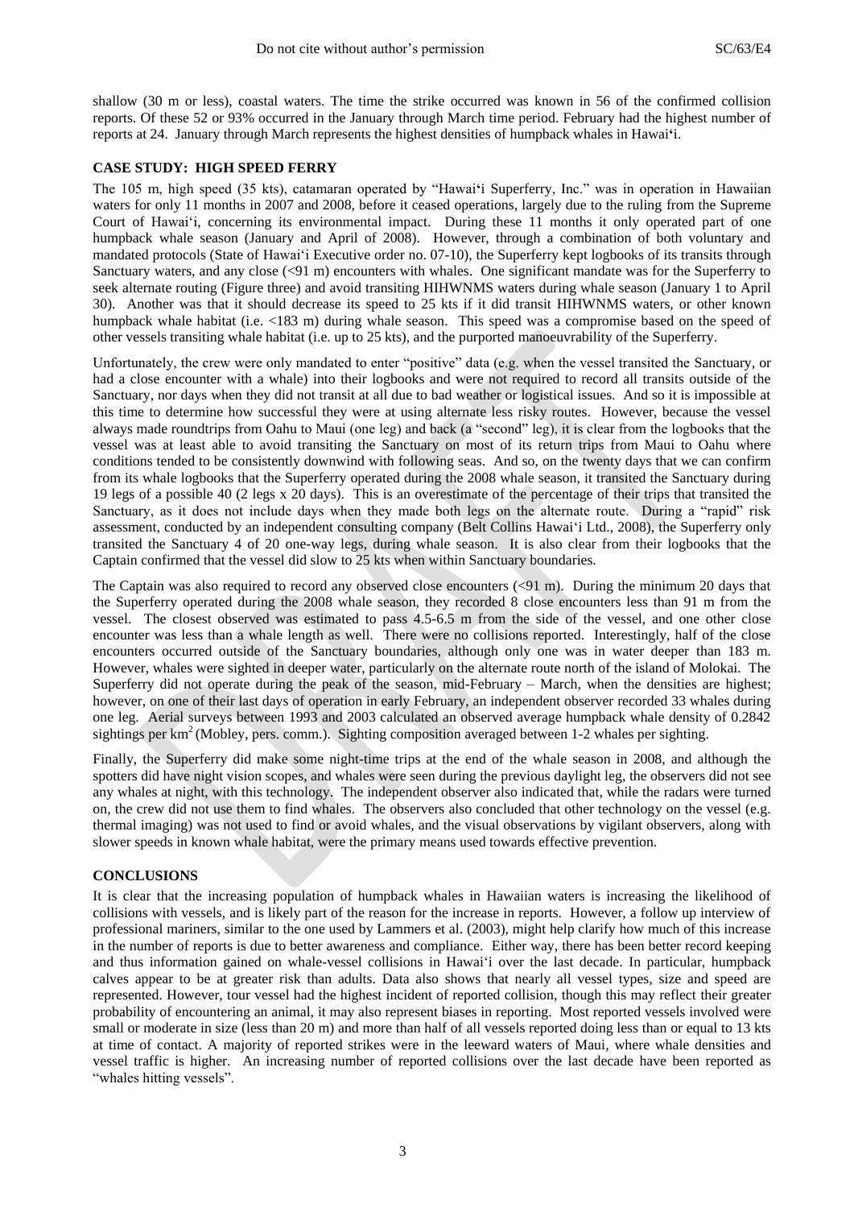shallow (30 m or less), coastal waters. The time the strike occurred was known in 56 of the confirmed collision reports. Of these 52 or 93% occurred in the January through March time period. February had the highest number of reports at 24. January through March represents the highest densities of humpback whales in Hawai‘i.

## CASE STUDY: HIGH SPEED FERRY

The 105 m, high speed (35 kts), catamaran operated by "Hawai‘i Superferry, Inc." was in operation in Hawaiian waters for only 11 months in 2007 and 2008, before it ceased operations, largely due to the ruling from the Supreme Court of Hawai‘i, concerning its environmental impact. During these 11 months it only operated part of one humpback whale season (January and April of 2008). However, through a combination of both voluntary and mandated protocols (State of Hawai‘i Executive order no. 07-10), the Superferry kept logbooks of its transits through Sanctuary waters, and any close (<91 m) encounters with whales. One significant mandate was for the Superferry to seek alternate routing (Figure three) and avoid transiting HIHWNMS waters during whale season (January 1 to April 30). Another was that it should decrease its speed to 25 kts if it did transit HIHWNMS waters, or other known humpback whale habitat (i.e. <183 m) during whale season. This speed was a compromise based on the speed of other vessels transiting whale habitat (i.e. up to 25 kts), and the purported manoeuvrability of the Superferry.

Unfortunately, the crew were only mandated to enter "positive" data (e.g. when the vessel transited the Sanctuary, or had a close encounter with a whale) into their logbooks and were not required to record all transits outside of the Sanctuary, nor days when they did not transit at all due to bad weather or logistical issues. And so it is impossible at this time to determine how successful they were at using alternate less risky routes. However, because the vessel always made roundtrips from Oahu to Maui (one leg) and back (a "second" leg), it is clear from the logbooks that the vessel was at least able to avoid transiting the Sanctuary on most of its return trips from Maui to Oahu where conditions tended to be consistently downwind with following seas. And so, on the twenty days that we can confirm from its whale logbooks that the Superferry operated during the 2008 whale season, it transited the Sanctuary during 19 legs of a possible 40 (2 legs x 20 days). This is an overestimate of the percentage of their trips that transited the Sanctuary, as it does not include days when they made both legs on the alternate route. During a "rapid" risk assessment, conducted by an independent consulting company (Belt Collins Hawai‘i Ltd., 2008), the Superferry only transited the Sanctuary 4 of 20 one-way legs, during whale season. It is also clear from their logbooks that the Captain confirmed that the vessel did slow to 25 kts when within Sanctuary boundaries.

The Captain was also required to record any observed close encounters (<91 m). During the minimum 20 days that the Superferry operated during the 2008 whale season, they recorded 8 close encounters less than 91 m from the vessel. The closest observed was estimated to pass 4.5-6.5 m from the side of the vessel, and one other close encounter was less than a whale length as well. There were no collisions reported. Interestingly, half of the close encounters occurred outside of the Sanctuary boundaries, although only one was in water deeper than 183 m. However, whales were sighted in deeper water, particularly on the alternate route north of the island of Molokai. The Superferry did not operate during the peak of the season, mid-February – March, when the densities are highest; however, on one of their last days of operation in early February, an independent observer recorded 33 whales during one leg. Aerial surveys between 1993 and 2003 calculated an observed average humpback whale density of 0.2842 sightings per $km^2$ (Mobley, pers. comm.). Sighting composition averaged between 1-2 whales per sighting.

Finally, the Superferry did make some night-time trips at the end of the whale season in 2008, and although the spotters did have night vision scopes, and whales were seen during the previous daylight leg, the observers did not see any whales at night, with this technology. The independent observer also indicated that, while the radars were turned on, the crew did not use them to find whales. The observers also concluded that other technology on the vessel (e.g. thermal imaging) was not used to find or avoid whales, and the visual observations by vigilant observers, along with slower speeds in known whale habitat, were the primary means used towards effective prevention.

## CONCLUSIONS

It is clear that the increasing population of humpback whales in Hawaiian waters is increasing the likelihood of collisions with vessels, and is likely part of the reason for the increase in reports. However, a follow up interview of professional mariners, similar to the one used by Lammers et al. (2003), might help clarify how much of this increase in the number of reports is due to better awareness and compliance. Either way, there has been better record keeping and thus information gained on whale-vessel collisions in Hawai‘i over the last decade. In particular, humpback calves appear to be at greater risk than adults. Data also shows that nearly all vessel types, size and speed are represented. However, tour vessel had the highest incident of reported collision, though this may reflect their greater probability of encountering an animal, it may also represent biases in reporting. Most reported vessels involved were small or moderate in size (less than 20 m) and more than half of all vessels reported doing less than or equal to 13 kts at time of contact. A majority of reported strikes were in the leeward waters of Maui, where whale densities and vessel traffic is higher. An increasing number of reported collisions over the last decade have been reported as "whales hitting vessels".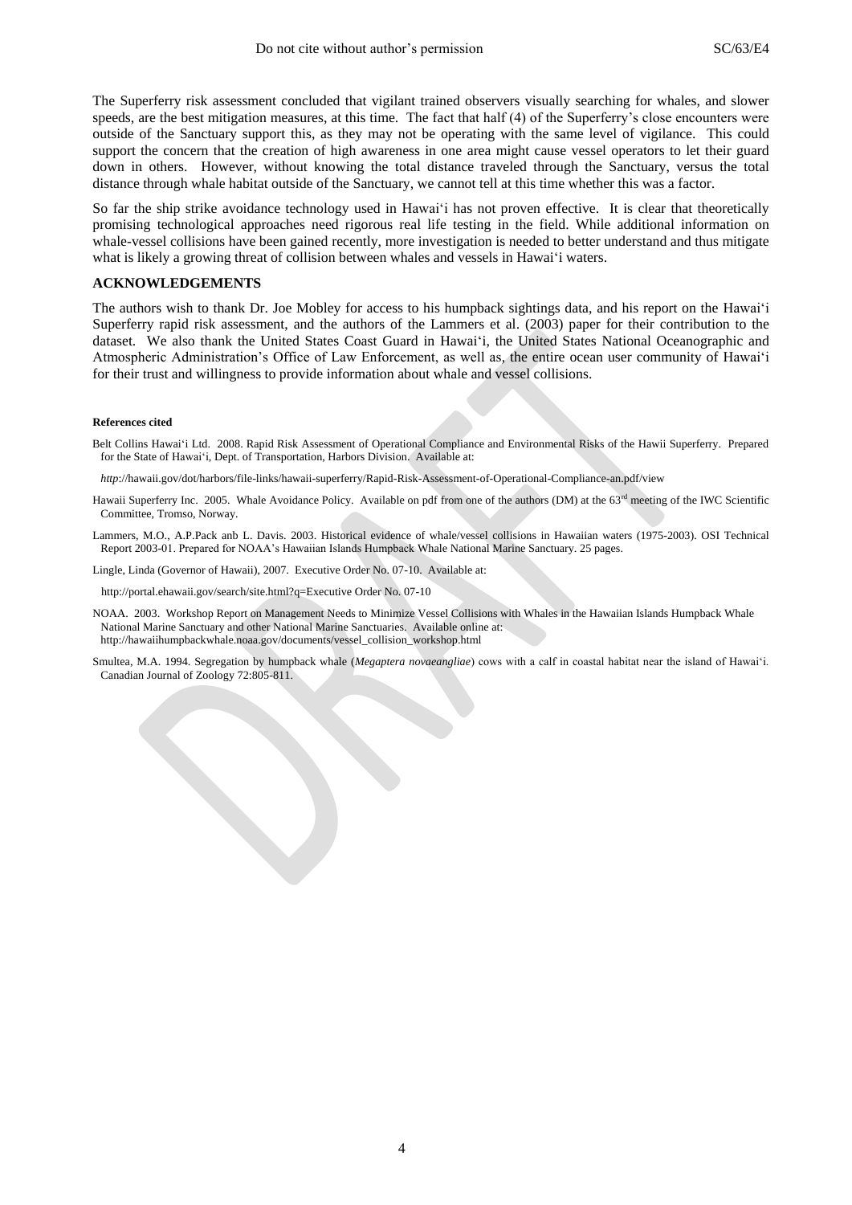The Superferry risk assessment concluded that vigilant trained observers visually searching for whales, and slower speeds, are the best mitigation measures, at this time. The fact that half (4) of the Superferry's close encounters were outside of the Sanctuary support this, as they may not be operating with the same level of vigilance. This could support the concern that the creation of high awareness in one area might cause vessel operators to let their guard down in others. However, without knowing the total distance traveled through the Sanctuary, versus the total distance through whale habitat outside of the Sanctuary, we cannot tell at this time whether this was a factor.

So far the ship strike avoidance technology used in Hawai'i has not proven effective. It is clear that theoretically promising technological approaches need rigorous real life testing in the field. While additional information on whale-vessel collisions have been gained recently, more investigation is needed to better understand and thus mitigate what is likely a growing threat of collision between whales and vessels in Hawai'i waters.

## ACKNOWLEDGEMENTS

The authors wish to thank Dr. Joe Mobley for access to his humpback sightings data, and his report on the Hawai'i Superferry rapid risk assessment, and the authors of the Lammers et al. (2003) paper for their contribution to the dataset. We also thank the United States Coast Guard in Hawai'i, the United States National Oceanographic and Atmospheric Administration's Office of Law Enforcement, as well as, the entire ocean user community of Hawai'i for their trust and willingness to provide information about whale and vessel collisions.

#### References cited

Belt Collins Hawai'i Ltd. 2008. Rapid Risk Assessment of Operational Compliance and Environmental Risks of the Hawii Superferry. Prepared for the State of Hawai'i, Dept. of Transportation, Harbors Division. Available at:

*http*://hawaii.gov/dot/harbors/file-links/hawaii-superferry/Rapid-Risk-Assessment-of-Operational-Compliance-an.pdf/view

Hawaii Superferry Inc. 2005. Whale Avoidance Policy. Available on pdf from one of the authors (DM) at the 63rd meeting of the IWC Scientific Committee, Tromso, Norway.

Lammers, M.O., A.P.Pack anb L. Davis. 2003. Historical evidence of whale/vessel collisions in Hawaiian waters (1975-2003). OSI Technical Report 2003-01. Prepared for NOAA's Hawaiian Islands Humpback Whale National Marine Sanctuary. 25 pages.

Lingle, Linda (Governor of Hawaii), 2007. Executive Order No. 07-10. Available at:

http://portal.ehawaii.gov/search/site.html?q=Executive Order No. 07-10

NOAA. 2003. Workshop Report on Management Needs to Minimize Vessel Collisions with Whales in the Hawaiian Islands Humpback Whale National Marine Sanctuary and other National Marine Sanctuaries. Available online at: http://hawaiihumpbackwhale.noaa.gov/documents/vessel_collision_workshop.html

Smultea, M.A. 1994. Segregation by humpback whale (*Megaptera novaeangliae*) cows with a calf in coastal habitat near the island of Hawai'i. Canadian Journal of Zoology 72:805-811.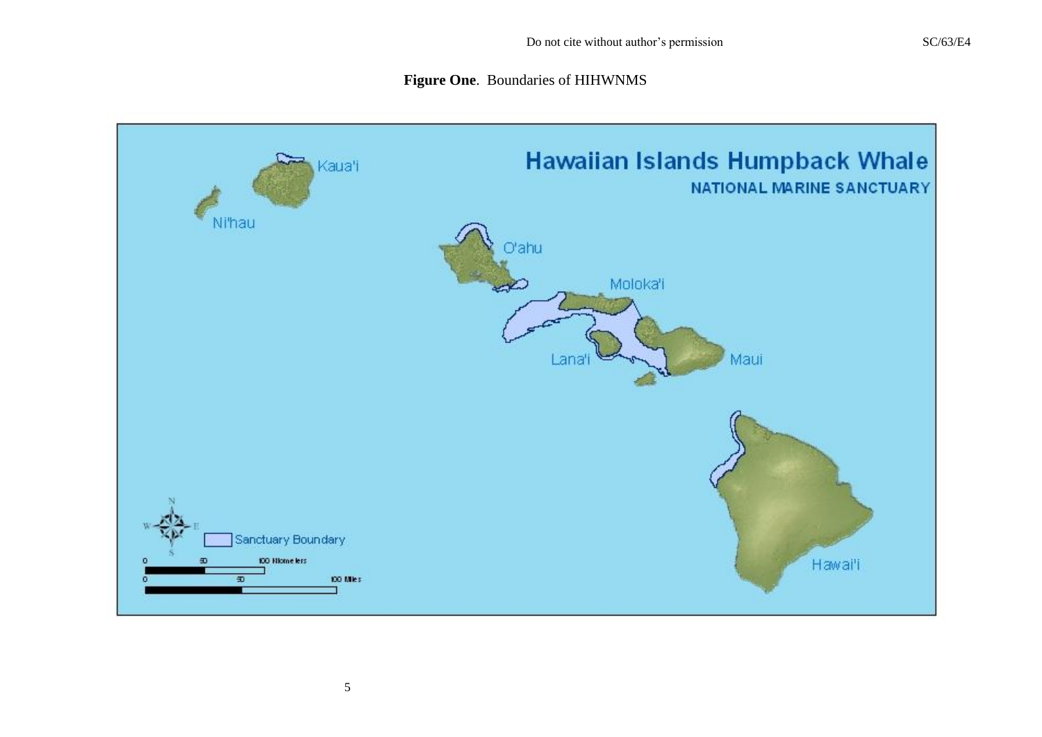**Figure One**. Boundaries of HIHWNMS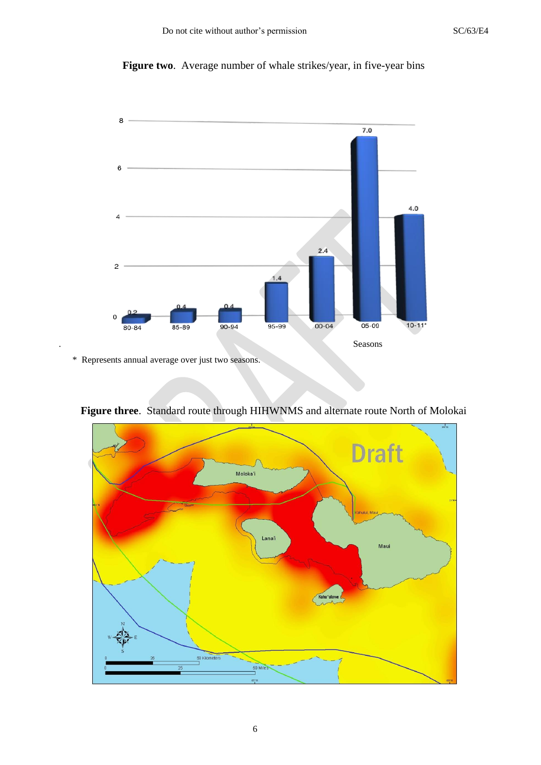**Figure two**. Average number of whale strikes/year, in five-year bins

8
6
4
2
0

0.2
0.4
0.4
1.4
2.4
7.0
4.0

80-84
85-89
90-94
95-99
00-04
05-09
10-11*

Seasons

\* Represents annual average over just two seasons.

**Figure three**. Standard route through HIHWNMS and alternate route North of Molokai

Draft

Moloka'i
Lana'i
Maui
Kahului, Maui
Kaho'olawe

N
W
E
S

0
25
50 Kilometers
0
25
50 Miles